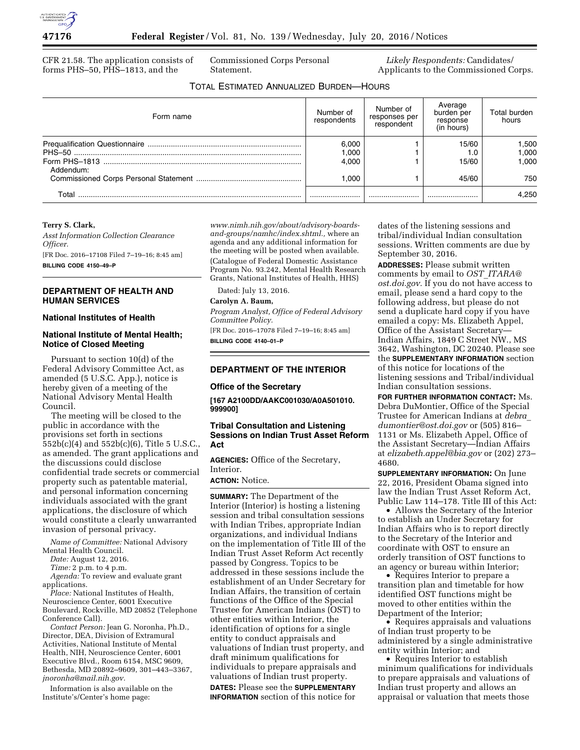CFR 21.58. The application consists of forms PHS–50, PHS–1813, and the Commissioned Corps Personal Statement.

*Likely Respondents:* Candidates/Applicants to the Commissioned Corps.

TOTAL ESTIMATED ANNUALIZED BURDEN—HOURS

| Form name | Number of respondents | Number of responses per respondent | Average burden per response (in hours) | Total burden hours |
|---|---|---|---|---|
| Prequalification Questionnaire | 6,000 | 1 | 15/60 | 1,500 |
| PHS–50 | 1,000 | 1 | 1.0 | 1,000 |
| Form PHS–1813 | 4,000 | 1 | 15/60 | 1,000 |
| Addendum: Commissioned Corps Personal Statement | 1,000 | 1 | 45/60 | 750 |
| Total | | | | 4,250 |

**Terry S. Clark,**

*Asst Information Collection Clearance Officer.*

[FR Doc. 2016–17108 Filed 7–19–16; 8:45 am]

**BILLING CODE 4150–49–P**

## DEPARTMENT OF HEALTH AND HUMAN SERVICES

### National Institutes of Health

### National Institute of Mental Health; Notice of Closed Meeting

Pursuant to section 10(d) of the Federal Advisory Committee Act, as amended (5 U.S.C. App.), notice is hereby given of a meeting of the National Advisory Mental Health Council.

The meeting will be closed to the public in accordance with the provisions set forth in sections 552b(c)(4) and 552b(c)(6), Title 5 U.S.C., as amended. The grant applications and the discussions could disclose confidential trade secrets or commercial property such as patentable material, and personal information concerning individuals associated with the grant applications, the disclosure of which would constitute a clearly unwarranted invasion of personal privacy.

*Name of Committee:* National Advisory Mental Health Council.

*Date:* August 12, 2016.

*Time:* 2 p.m. to 4 p.m.

*Agenda:* To review and evaluate grant applications.

*Place:* National Institutes of Health, Neuroscience Center, 6001 Executive Boulevard, Rockville, MD 20852 (Telephone Conference Call).

*Contact Person:* Jean G. Noronha, Ph.D., Director, DEA, Division of Extramural Activities, National Institute of Mental Health, NIH, Neuroscience Center, 6001 Executive Blvd., Room 6154, MSC 9609, Bethesda, MD 20892–9609, 301–443–3367, *jnoronha@mail.nih.gov.*

Information is also available on the Institute's/Center's home page: *www.nimh.nih.gov/about/advisory-boards-and-groups/namhc/index.shtml.,* where an agenda and any additional information for the meeting will be posted when available.

(Catalogue of Federal Domestic Assistance Program No. 93.242, Mental Health Research Grants, National Institutes of Health, HHS)

Dated: July 13, 2016.

**Carolyn A. Baum,**

*Program Analyst, Office of Federal Advisory Committee Policy.*

[FR Doc. 2016–17078 Filed 7–19–16; 8:45 am]

**BILLING CODE 4140–01–P**

## DEPARTMENT OF THE INTERIOR

### Office of the Secretary

**[167 A2100DD/AAKC001030/A0A501010.999900]**

### Tribal Consultation and Listening Sessions on Indian Trust Asset Reform Act

**AGENCIES:** Office of the Secretary, Interior.

**ACTION:** Notice.

**SUMMARY:** The Department of the Interior (Interior) is hosting a listening session and tribal consultation sessions with Indian Tribes, appropriate Indian organizations, and individual Indians on the implementation of Title III of the Indian Trust Asset Reform Act recently passed by Congress. Topics to be addressed in these sessions include the establishment of an Under Secretary for Indian Affairs, the transition of certain functions of the Office of the Special Trustee for American Indians (OST) to other entities within Interior, the identification of options for a single entity to conduct appraisals and valuations of Indian trust property, and draft minimum qualifications for individuals to prepare appraisals and valuations of Indian trust property.

**DATES:** Please see the **SUPPLEMENTARY INFORMATION** section of this notice for dates of the listening sessions and tribal/individual Indian consultation sessions. Written comments are due by September 30, 2016.

**ADDRESSES:** Please submit written comments by email to *OST_ITARA@ost.doi.gov.* If you do not have access to email, please send a hard copy to the following address, but please do not send a duplicate hard copy if you have emailed a copy: Ms. Elizabeth Appel, Office of the Assistant Secretary—Indian Affairs, 1849 C Street NW., MS 3642, Washington, DC 20240. Please see the **SUPPLEMENTARY INFORMATION** section of this notice for locations of the listening sessions and Tribal/individual Indian consultation sessions.

**FOR FURTHER INFORMATION CONTACT:** Ms. Debra DuMontier, Office of the Special Trustee for American Indians at *debra_dumontier@ost.doi.gov* or (505) 816–1131 or Ms. Elizabeth Appel, Office of the Assistant Secretary—Indian Affairs at *elizabeth.appel@bia.gov* or (202) 273–4680.

**SUPPLEMENTARY INFORMATION:** On June 22, 2016, President Obama signed into law the Indian Trust Asset Reform Act, Public Law 114–178. Title III of this Act:

- Allows the Secretary of the Interior to establish an Under Secretary for Indian Affairs who is to report directly to the Secretary of the Interior and coordinate with OST to ensure an orderly transition of OST functions to an agency or bureau within Interior;
- Requires Interior to prepare a transition plan and timetable for how identified OST functions might be moved to other entities within the Department of the Interior;
- Requires appraisals and valuations of Indian trust property to be administered by a single administrative entity within Interior; and
- Requires Interior to establish minimum qualifications for individuals to prepare appraisals and valuations of Indian trust property and allows an appraisal or valuation that meets those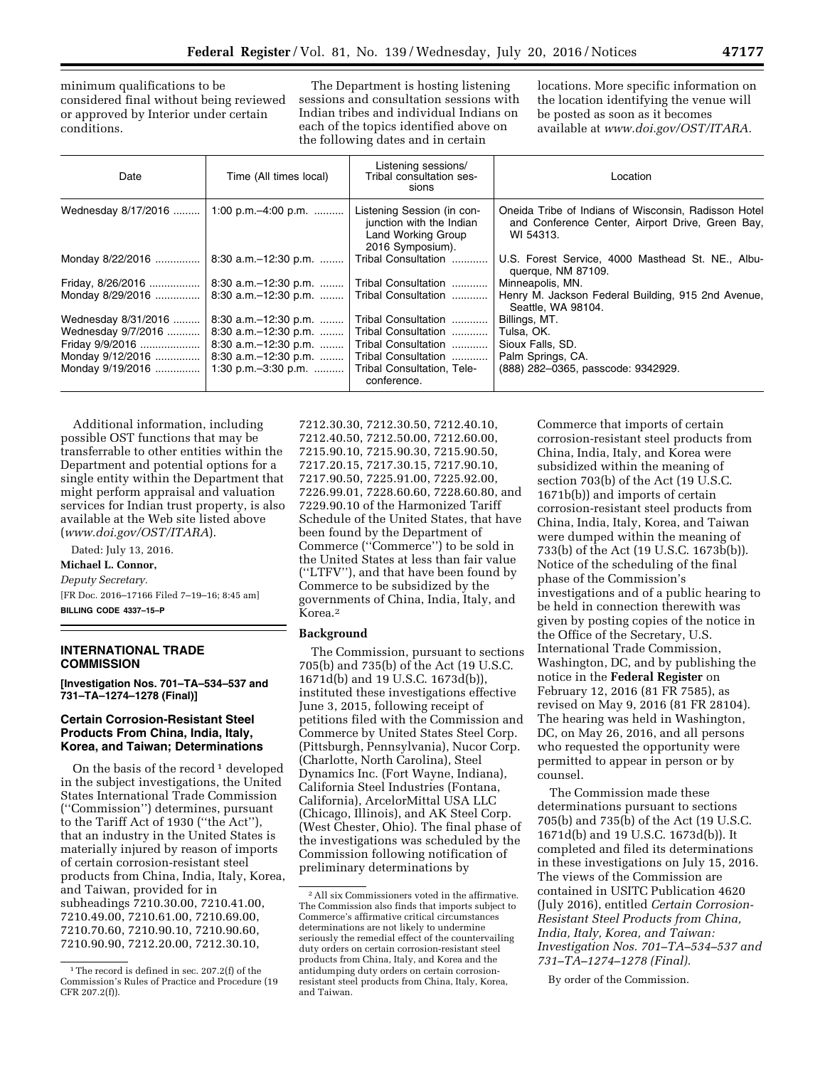minimum qualifications to be considered final without being reviewed or approved by Interior under certain conditions.

The Department is hosting listening sessions and consultation sessions with Indian tribes and individual Indians on each of the topics identified above on the following dates and in certain locations. More specific information on the location identifying the venue will be posted as soon as it becomes available at *www.doi.gov/OST/ITARA.*

| Date | Time (All times local) | Listening sessions/ Tribal consultation sessions | Location |
|---|---|---|---|
| Wednesday 8/17/2016 | 1:00 p.m.–4:00 p.m. | Listening Session (in conjunction with the Indian Land Working Group 2016 Symposium). | Oneida Tribe of Indians of Wisconsin, Radisson Hotel and Conference Center, Airport Drive, Green Bay, WI 54313. |
| Monday 8/22/2016 | 8:30 a.m.–12:30 p.m. | Tribal Consultation | U.S. Forest Service, 4000 Masthead St. NE., Albuquerque, NM 87109. |
| Friday, 8/26/2016 | 8:30 a.m.–12:30 p.m. | Tribal Consultation | Minneapolis, MN. |
| Monday 8/29/2016 | 8:30 a.m.–12:30 p.m. | Tribal Consultation | Henry M. Jackson Federal Building, 915 2nd Avenue, Seattle, WA 98104. |
| Wednesday 8/31/2016 | 8:30 a.m.–12:30 p.m. | Tribal Consultation | Billings, MT. |
| Wednesday 9/7/2016 | 8:30 a.m.–12:30 p.m. | Tribal Consultation | Tulsa, OK. |
| Friday 9/9/2016 | 8:30 a.m.–12:30 p.m. | Tribal Consultation | Sioux Falls, SD. |
| Monday 9/12/2016 | 8:30 a.m.–12:30 p.m. | Tribal Consultation | Palm Springs, CA. |
| Monday 9/19/2016 | 1:30 p.m.–3:30 p.m. | Tribal Consultation, Teleconference. | (888) 282–0365, passcode: 9342929. |

Additional information, including possible OST functions that may be transferrable to other entities within the Department and potential options for a single entity within the Department that might perform appraisal and valuation services for Indian trust property, is also available at the Web site listed above (*www.doi.gov/OST/ITARA*).

Dated: July 13, 2016.

**Michael L. Connor,**

*Deputy Secretary.*

[FR Doc. 2016–17166 Filed 7–19–16; 8:45 am]

**BILLING CODE 4337–15–P**

## INTERNATIONAL TRADE COMMISSION

**[Investigation Nos. 701–TA–534–537 and 731–TA–1274–1278 (Final)]**

### Certain Corrosion-Resistant Steel Products From China, India, Italy, Korea, and Taiwan; Determinations

On the basis of the record[1] developed in the subject investigations, the United States International Trade Commission (''Commission'') determines, pursuant to the Tariff Act of 1930 (''the Act''), that an industry in the United States is materially injured by reason of imports of certain corrosion-resistant steel products from China, India, Italy, Korea, and Taiwan, provided for in subheadings 7210.30.00, 7210.41.00, 7210.49.00, 7210.61.00, 7210.69.00, 7210.70.60, 7210.90.10, 7210.90.60, 7210.90.90, 7212.20.00, 7212.30.10, 7212.30.30, 7212.30.50, 7212.40.10, 7212.40.50, 7212.50.00, 7212.60.00, 7215.90.10, 7215.90.30, 7215.90.50, 7217.20.15, 7217.30.15, 7217.90.10, 7217.90.50, 7225.91.00, 7225.92.00, 7226.99.01, 7228.60.60, 7228.60.80, and 7229.90.10 of the Harmonized Tariff Schedule of the United States, that have been found by the Department of Commerce (''Commerce'') to be sold in the United States at less than fair value (''LTFV''), and that have been found by Commerce to be subsidized by the governments of China, India, Italy, and Korea.[2]

#### Background

The Commission, pursuant to sections 705(b) and 735(b) of the Act (19 U.S.C. 1671d(b) and 19 U.S.C. 1673d(b)), instituted these investigations effective June 3, 2015, following receipt of petitions filed with the Commission and Commerce by United States Steel Corp. (Pittsburgh, Pennsylvania), Nucor Corp. (Charlotte, North Carolina), Steel Dynamics Inc. (Fort Wayne, Indiana), California Steel Industries (Fontana, California), ArcelorMittal USA LLC (Chicago, Illinois), and AK Steel Corp. (West Chester, Ohio). The final phase of the investigations was scheduled by the Commission following notification of preliminary determinations by Commerce that imports of certain corrosion-resistant steel products from China, India, Italy, and Korea were subsidized within the meaning of section 703(b) of the Act (19 U.S.C. 1671b(b)) and imports of certain corrosion-resistant steel products from China, India, Italy, Korea, and Taiwan were dumped within the meaning of 733(b) of the Act (19 U.S.C. 1673b(b)). Notice of the scheduling of the final phase of the Commission's investigations and of a public hearing to be held in connection therewith was given by posting copies of the notice in the Office of the Secretary, U.S. International Trade Commission, Washington, DC, and by publishing the notice in the **Federal Register** on February 12, 2016 (81 FR 7585), as revised on May 9, 2016 (81 FR 28104). The hearing was held in Washington, DC, on May 26, 2016, and all persons who requested the opportunity were permitted to appear in person or by counsel.

The Commission made these determinations pursuant to sections 705(b) and 735(b) of the Act (19 U.S.C. 1671d(b) and 19 U.S.C. 1673d(b)). It completed and filed its determinations in these investigations on July 15, 2016. The views of the Commission are contained in USITC Publication 4620 (July 2016), entitled *Certain Corrosion-Resistant Steel Products from China, India, Italy, Korea, and Taiwan: Investigation Nos. 701–TA–534–537 and 731–TA–1274–1278 (Final).*

By order of the Commission.

---

[1] The record is defined in sec. 207.2(f) of the Commission's Rules of Practice and Procedure (19 CFR 207.2(f)).

[2] All six Commissioners voted in the affirmative. The Commission also finds that imports subject to Commerce's affirmative critical circumstances determinations are not likely to undermine seriously the remedial effect of the countervailing duty orders on certain corrosion-resistant steel products from China, Italy, and Korea and the antidumping duty orders on certain corrosion-resistant steel products from China, Italy, Korea, and Taiwan.